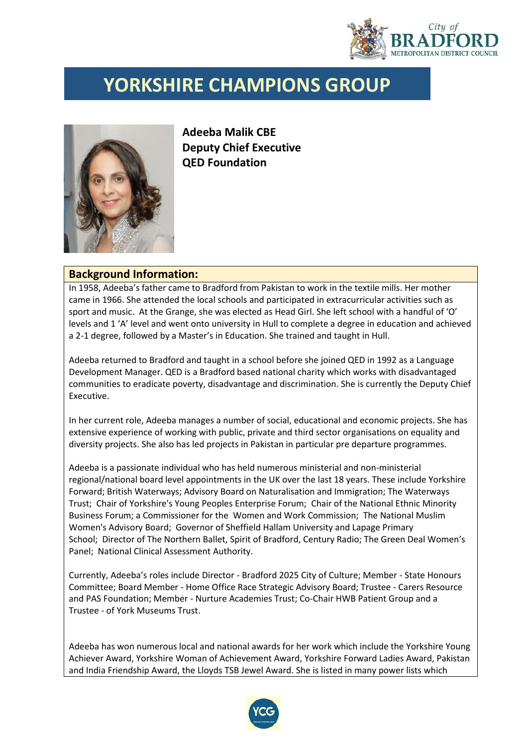# YORKSHIRE CHAMPIONS GROUP

**Adeeba Malik CBE**
**Deputy Chief Executive**
**QED Foundation**

## Background Information:

In 1958, Adeeba's father came to Bradford from Pakistan to work in the textile mills. Her mother came in 1966. She attended the local schools and participated in extracurricular activities such as sport and music. At the Grange, she was elected as Head Girl. She left school with a handful of 'O' levels and 1 'A' level and went onto university in Hull to complete a degree in education and achieved a 2-1 degree, followed by a Master's in Education. She trained and taught in Hull.

Adeeba returned to Bradford and taught in a school before she joined QED in 1992 as a Language Development Manager. QED is a Bradford based national charity which works with disadvantaged communities to eradicate poverty, disadvantage and discrimination. She is currently the Deputy Chief Executive.

In her current role, Adeeba manages a number of social, educational and economic projects. She has extensive experience of working with public, private and third sector organisations on equality and diversity projects. She also has led projects in Pakistan in particular pre departure programmes.

Adeeba is a passionate individual who has held numerous ministerial and non-ministerial regional/national board level appointments in the UK over the last 18 years. These include Yorkshire Forward; British Waterways; Advisory Board on Naturalisation and Immigration; The Waterways Trust; Chair of Yorkshire's Young Peoples Enterprise Forum; Chair of the National Ethnic Minority Business Forum; a Commissioner for the Women and Work Commission; The National Muslim Women's Advisory Board; Governor of Sheffield Hallam University and Lapage Primary School; Director of The Northern Ballet, Spirit of Bradford, Century Radio; The Green Deal Women's Panel; National Clinical Assessment Authority.

Currently, Adeeba's roles include Director - Bradford 2025 City of Culture; Member - State Honours Committee; Board Member - Home Office Race Strategic Advisory Board; Trustee - Carers Resource and PAS Foundation; Member - Nurture Academies Trust; Co-Chair HWB Patient Group and a Trustee - of York Museums Trust.

Adeeba has won numerous local and national awards for her work which include the Yorkshire Young Achiever Award, Yorkshire Woman of Achievement Award, Yorkshire Forward Ladies Award, Pakistan and India Friendship Award, the Lloyds TSB Jewel Award. She is listed in many power lists which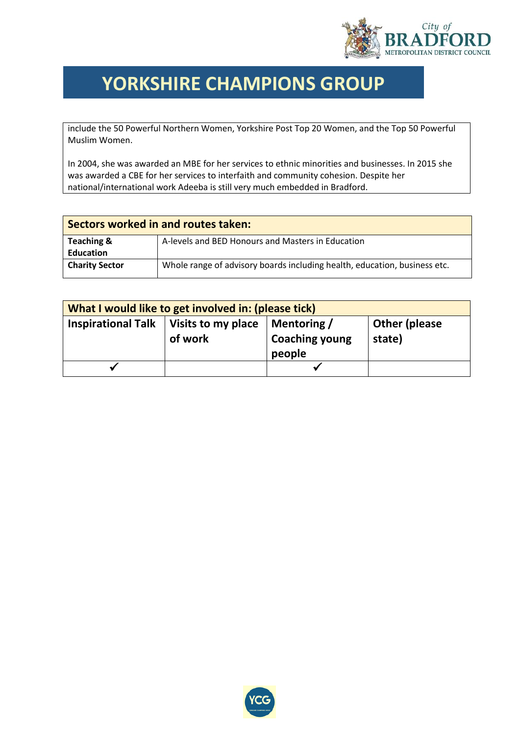# YORKSHIRE CHAMPIONS GROUP

include the 50 Powerful Northern Women, Yorkshire Post Top 20 Women, and the Top 50 Powerful Muslim Women.

In 2004, she was awarded an MBE for her services to ethnic minorities and businesses. In 2015 she was awarded a CBE for her services to interfaith and community cohesion. Despite her national/international work Adeeba is still very much embedded in Bradford.

| **Sectors worked in and routes taken:** | |
|---|---|
| **Teaching & Education** | A-levels and BED Honours and Masters in Education |
| **Charity Sector** | Whole range of advisory boards including health, education, business etc. |

| **What I would like to get involved in: (please tick)** | | | |
|---|---|---|---|
| **Inspirational Talk** | **Visits to my place of work** | **Mentoring / Coaching young people** | **Other (please state)** |
| ✓ | | ✓ | |